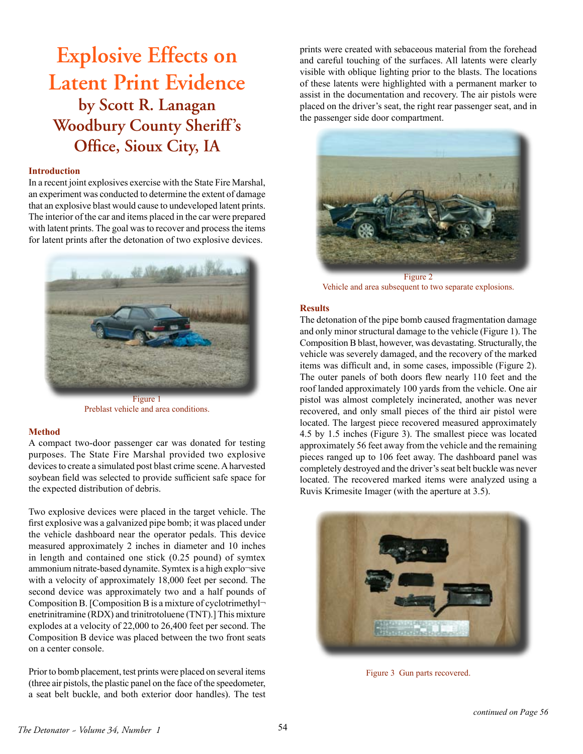# Explosive Effects on Latent Print Evidence

## by Scott R. Lanagan
## Woodbury County Sheriff's Office, Sioux City, IA

### Introduction

In a recent joint explosives exercise with the State Fire Marshal, an experiment was conducted to determine the extent of damage that an explosive blast would cause to undeveloped latent prints. The interior of the car and items placed in the car were prepared with latent prints. The goal was to recover and process the items for latent prints after the detonation of two explosive devices.

Figure 1
Preblast vehicle and area conditions.

### Method

A compact two-door passenger car was donated for testing purposes. The State Fire Marshal provided two explosive devices to create a simulated post blast crime scene. A harvested soybean field was selected to provide sufficient safe space for the expected distribution of debris.

Two explosive devices were placed in the target vehicle. The first explosive was a galvanized pipe bomb; it was placed under the vehicle dashboard near the operator pedals. This device measured approximately 2 inches in diameter and 10 inches in length and contained one stick (0.25 pound) of symtex ammonium nitrate-based dynamite. Symtex is a high explo¬sive with a velocity of approximately 18,000 feet per second. The second device was approximately two and a half pounds of Composition B. [Composition B is a mixture of cyclotrimethyl¬enetrinitramine (RDX) and trinitrotoluene (TNT).] This mixture explodes at a velocity of 22,000 to 26,400 feet per second. The Composition B device was placed between the two front seats on a center console.

Prior to bomb placement, test prints were placed on several items (three air pistols, the plastic panel on the face of the speedometer, a seat belt buckle, and both exterior door handles). The test prints were created with sebaceous material from the forehead and careful touching of the surfaces. All latents were clearly visible with oblique lighting prior to the blasts. The locations of these latents were highlighted with a permanent marker to assist in the documentation and recovery. The air pistols were placed on the driver's seat, the right rear passenger seat, and in the passenger side door compartment.

Figure 2
Vehicle and area subsequent to two separate explosions.

### Results

The detonation of the pipe bomb caused fragmentation damage and only minor structural damage to the vehicle (Figure 1). The Composition B blast, however, was devastating. Structurally, the vehicle was severely damaged, and the recovery of the marked items was difficult and, in some cases, impossible (Figure 2). The outer panels of both doors flew nearly 110 feet and the roof landed approximately 100 yards from the vehicle. One air pistol was almost completely incinerated, another was never recovered, and only small pieces of the third air pistol were located. The largest piece recovered measured approximately 4.5 by 1.5 inches (Figure 3). The smallest piece was located approximately 56 feet away from the vehicle and the remaining pieces ranged up to 106 feet away. The dashboard panel was completely destroyed and the driver's seat belt buckle was never located. The recovered marked items were analyzed using a Ruvis Krimesite Imager (with the aperture at 3.5).

Figure 3 Gun parts recovered.

*continued on Page 56*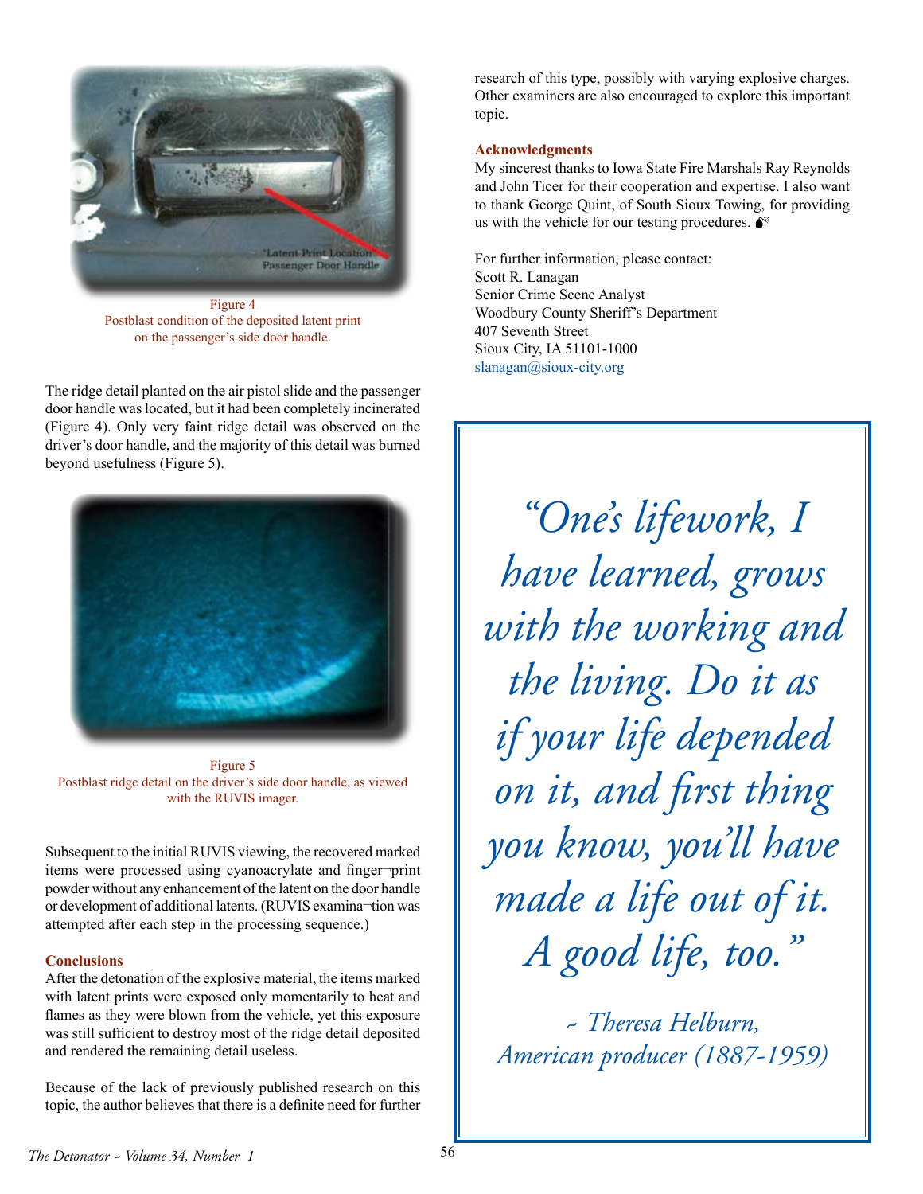Figure 4
Postblast condition of the deposited latent print on the passenger's side door handle.

The ridge detail planted on the air pistol slide and the passenger door handle was located, but it had been completely incinerated (Figure 4). Only very faint ridge detail was observed on the driver's door handle, and the majority of this detail was burned beyond usefulness (Figure 5).

Figure 5
Postblast ridge detail on the driver's side door handle, as viewed with the RUVIS imager.

Subsequent to the initial RUVIS viewing, the recovered marked items were processed using cyanoacrylate and fingerprint powder without any enhancement of the latent on the door handle or development of additional latents. (RUVIS examination was attempted after each step in the processing sequence.)

### Conclusions

After the detonation of the explosive material, the items marked with latent prints were exposed only momentarily to heat and flames as they were blown from the vehicle, yet this exposure was still sufficient to destroy most of the ridge detail deposited and rendered the remaining detail useless.

Because of the lack of previously published research on this topic, the author believes that there is a definite need for further research of this type, possibly with varying explosive charges. Other examiners are also encouraged to explore this important topic.

### Acknowledgments

My sincerest thanks to Iowa State Fire Marshals Ray Reynolds and John Ticer for their cooperation and expertise. I also want to thank George Quint, of South Sioux Towing, for providing us with the vehicle for our testing procedures.

For further information, please contact:
Scott R. Lanagan
Senior Crime Scene Analyst
Woodbury County Sheriff's Department
407 Seventh Street
Sioux City, IA 51101-1000
slanagan@sioux-city.org

*"One's lifework, I have learned, grows with the working and the living. Do it as if your life depended on it, and first thing you know, you'll have made a life out of it. A good life, too."*

*~ Theresa Helburn, American producer (1887-1959)*